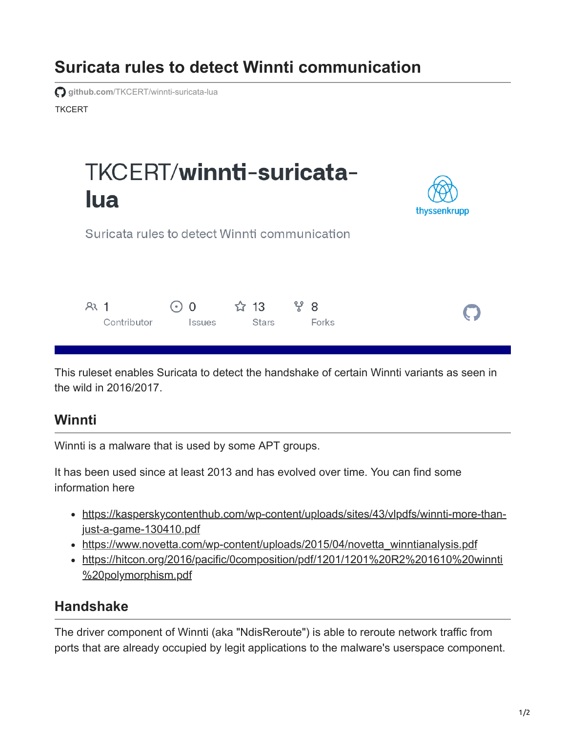# Suricata rules to detect Winnti communication

github.com/TKCERT/winnti-suricata-lua

TKCERT

TKCERT/**winnti-suricata-lua**

Suricata rules to detect Winnti communication

thyssenkrupp

1 Contributor | 0 Issues | 13 Stars | 8 Forks

This ruleset enables Suricata to detect the handshake of certain Winnti variants as seen in the wild in 2016/2017.

## Winnti

Winnti is a malware that is used by some APT groups.

It has been used since at least 2013 and has evolved over time. You can find some information here

- https://kasperskycontenthub.com/wp-content/uploads/sites/43/vlpdfs/winnti-more-than-just-a-game-130410.pdf
- https://www.novetta.com/wp-content/uploads/2015/04/novetta_winntianalysis.pdf
- https://hitcon.org/2016/pacific/0composition/pdf/1201/1201%20R2%201610%20winnti%20polymorphism.pdf

## Handshake

The driver component of Winnti (aka "NdisReroute") is able to reroute network traffic from ports that are already occupied by legit applications to the malware's userspace component.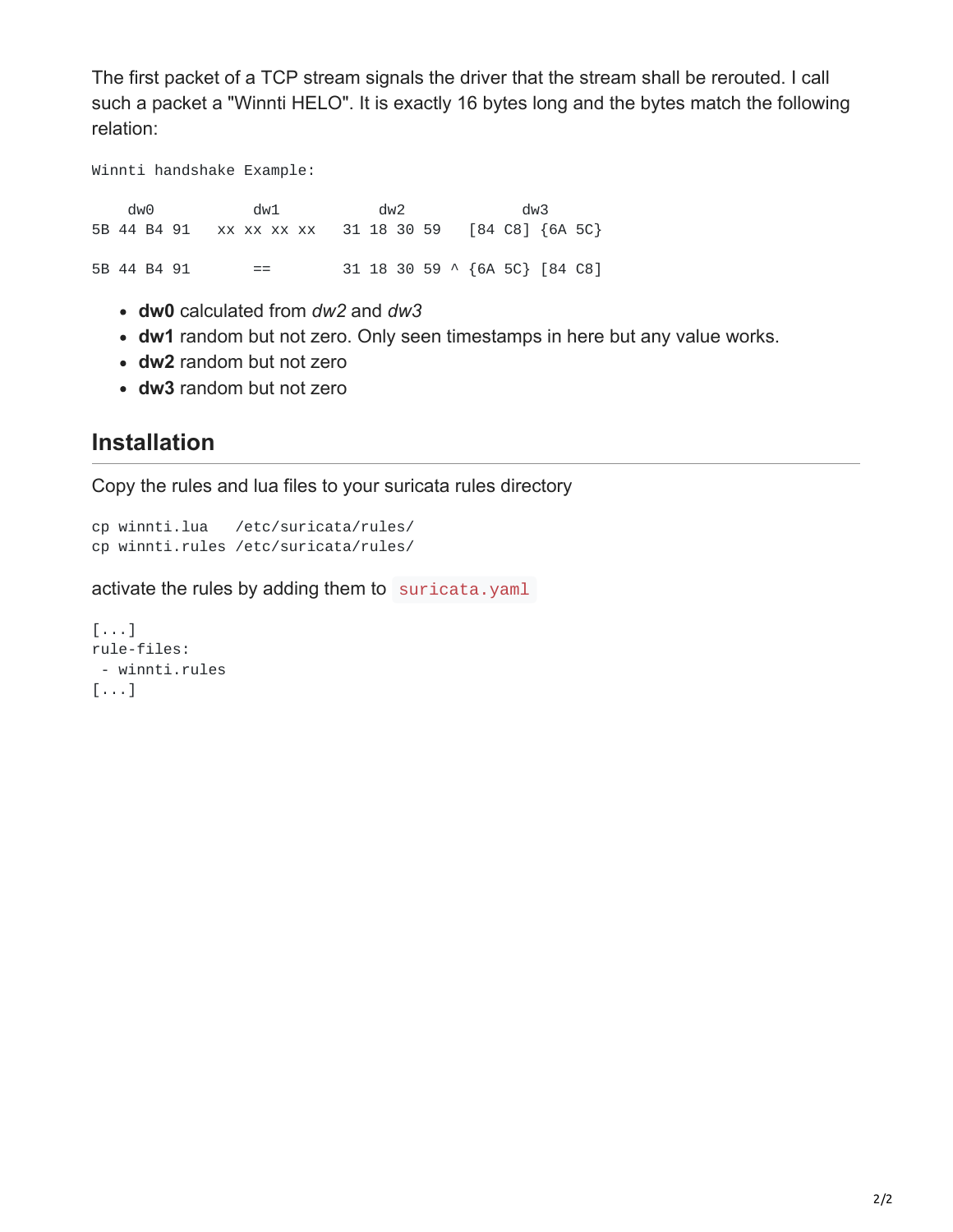The first packet of a TCP stream signals the driver that the stream shall be rerouted. I call such a packet a "Winnti HELO". It is exactly 16 bytes long and the bytes match the following relation:

```
Winnti handshake Example:

    dw0           dw1           dw2            dw3
5B 44 B4 91   xx xx xx xx   31 18 30 59   [84 C8] {6A 5C}

5B 44 B4 91       ==        31 18 30 59 ^ {6A 5C} [84 C8]
```

- **dw0** calculated from *dw2* and *dw3*
- **dw1** random but not zero. Only seen timestamps in here but any value works.
- **dw2** random but not zero
- **dw3** random but not zero

## Installation

Copy the rules and lua files to your suricata rules directory

```
cp winnti.lua   /etc/suricata/rules/
cp winnti.rules /etc/suricata/rules/
```

activate the rules by adding them to `suricata.yaml`

```
[...]
rule-files:
 - winnti.rules
[...]
```